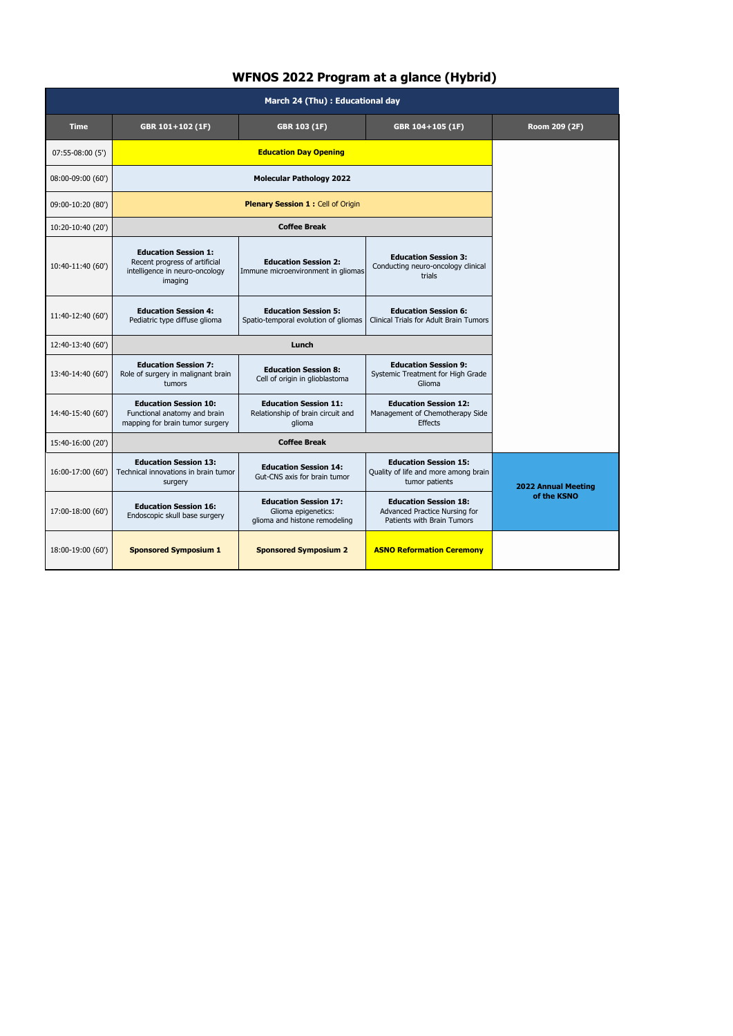# WFNOS 2022 Program at a glance (Hybrid)

| March 24 (Thu) : Educational day | | | | |
|---|---|---|---|---|
| **Time** | **GBR 101+102 (1F)** | **GBR 103 (1F)** | **GBR 104+105 (1F)** | **Room 209 (2F)** |
| 07:55-08:00 (5') | **Education Day Opening** | | | |
| 08:00-09:00 (60') | **Molecular Pathology 2022** | | | |
| 09:00-10:20 (80') | **Plenary Session 1 :** Cell of Origin | | | |
| 10:20-10:40 (20') | **Coffee Break** | | | |
| 10:40-11:40 (60') | **Education Session 1:** Recent progress of artificial intelligence in neuro-oncology imaging | **Education Session 2:** Immune microenvironment in gliomas | **Education Session 3:** Conducting neuro-oncology clinical trials | |
| 11:40-12:40 (60') | **Education Session 4:** Pediatric type diffuse glioma | **Education Session 5:** Spatio-temporal evolution of gliomas | **Education Session 6:** Clinical Trials for Adult Brain Tumors | |
| 12:40-13:40 (60') | **Lunch** | | | |
| 13:40-14:40 (60') | **Education Session 7:** Role of surgery in malignant brain tumors | **Education Session 8:** Cell of origin in glioblastoma | **Education Session 9:** Systemic Treatment for High Grade Glioma | |
| 14:40-15:40 (60') | **Education Session 10:** Functional anatomy and brain mapping for brain tumor surgery | **Education Session 11:** Relationship of brain circuit and glioma | **Education Session 12:** Management of Chemotherapy Side Effects | |
| 15:40-16:00 (20') | **Coffee Break** | | | |
| 16:00-17:00 (60') | **Education Session 13:** Technical innovations in brain tumor surgery | **Education Session 14:** Gut-CNS axis for brain tumor | **Education Session 15:** Quality of life and more among brain tumor patients | **2022 Annual Meeting of the KSNO** |
| 17:00-18:00 (60') | **Education Session 16:** Endoscopic skull base surgery | **Education Session 17:** Glioma epigenetics: glioma and histone remodeling | **Education Session 18:** Advanced Practice Nursing for Patients with Brain Tumors | |
| 18:00-19:00 (60') | **Sponsored Symposium 1** | **Sponsored Symposium 2** | **ASNO Reformation Ceremony** | |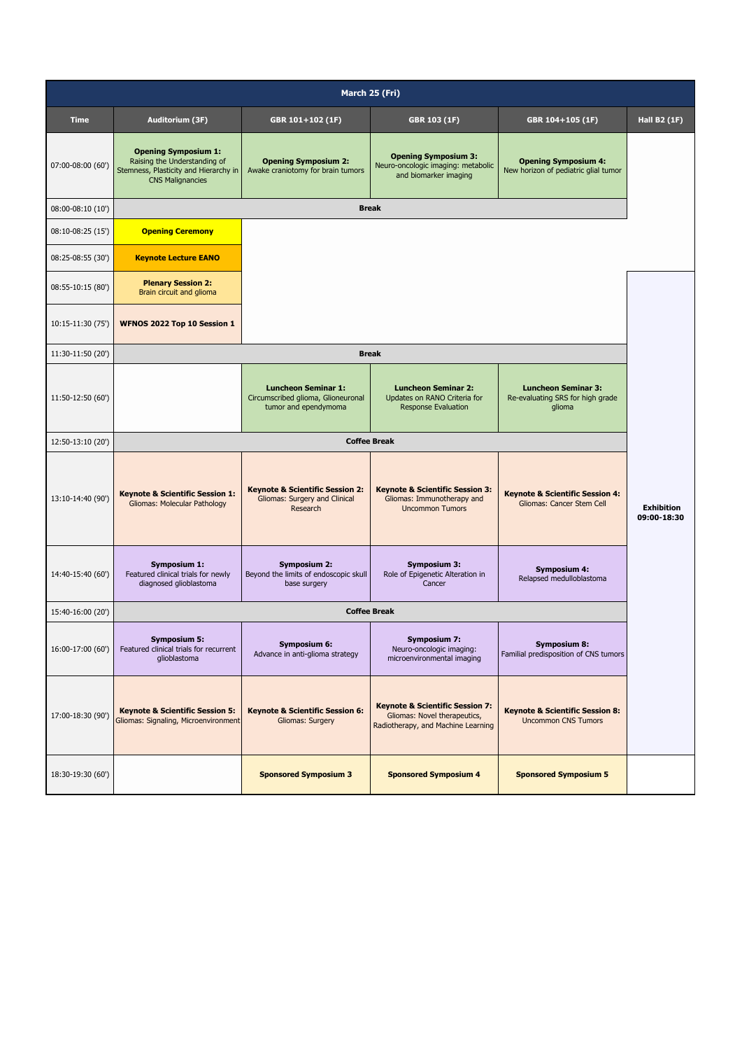| March 25 (Fri) | | | | | |
|---|---|---|---|---|---|
| **Time** | **Auditorium (3F)** | **GBR 101+102 (1F)** | **GBR 103 (1F)** | **GBR 104+105 (1F)** | **Hall B2 (1F)** |
| 07:00-08:00 (60') | **Opening Symposium 1:** Raising the Understanding of Stemness, Plasticity and Hierarchy in CNS Malignancies | **Opening Symposium 2:** Awake craniotomy for brain tumors | **Opening Symposium 3:** Neuro-oncologic imaging: metabolic and biomarker imaging | **Opening Symposium 4:** New horizon of pediatric glial tumor | |
| 08:00-08:10 (10') | **Break** | | | | |
| 08:10-08:25 (15') | **Opening Ceremony** | | | | |
| 08:25-08:55 (30') | **Keynote Lecture EANO** | | | | |
| 08:55-10:15 (80') | **Plenary Session 2:** Brain circuit and glioma | | | | **Exhibition 09:00-18:30** |
| 10:15-11:30 (75') | **WFNOS 2022 Top 10 Session 1** | | | | |
| 11:30-11:50 (20') | **Break** | | | | |
| 11:50-12:50 (60') | | **Luncheon Seminar 1:** Circumscribed glioma, Glioneuronal tumor and ependymoma | **Luncheon Seminar 2:** Updates on RANO Criteria for Response Evaluation | **Luncheon Seminar 3:** Re-evaluating SRS for high grade glioma | |
| 12:50-13:10 (20') | **Coffee Break** | | | | |
| 13:10-14:40 (90') | **Keynote & Scientific Session 1:** Gliomas: Molecular Pathology | **Keynote & Scientific Session 2:** Gliomas: Surgery and Clinical Research | **Keynote & Scientific Session 3:** Gliomas: Immunotherapy and Uncommon Tumors | **Keynote & Scientific Session 4:** Gliomas: Cancer Stem Cell | |
| 14:40-15:40 (60') | **Symposium 1:** Featured clinical trials for newly diagnosed glioblastoma | **Symposium 2:** Beyond the limits of endoscopic skull base surgery | **Symposium 3:** Role of Epigenetic Alteration in Cancer | **Symposium 4:** Relapsed medulloblastoma | |
| 15:40-16:00 (20') | **Coffee Break** | | | | |
| 16:00-17:00 (60') | **Symposium 5:** Featured clinical trials for recurrent glioblastoma | **Symposium 6:** Advance in anti-glioma strategy | **Symposium 7:** Neuro-oncologic imaging: microenvironmental imaging | **Symposium 8:** Familial predisposition of CNS tumors | |
| 17:00-18:30 (90') | **Keynote & Scientific Session 5:** Gliomas: Signaling, Microenvironment | **Keynote & Scientific Session 6:** Gliomas: Surgery | **Keynote & Scientific Session 7:** Gliomas: Novel therapeutics, Radiotherapy, and Machine Learning | **Keynote & Scientific Session 8:** Uncommon CNS Tumors | |
| 18:30-19:30 (60') | | **Sponsored Symposium 3** | **Sponsored Symposium 4** | **Sponsored Symposium 5** | |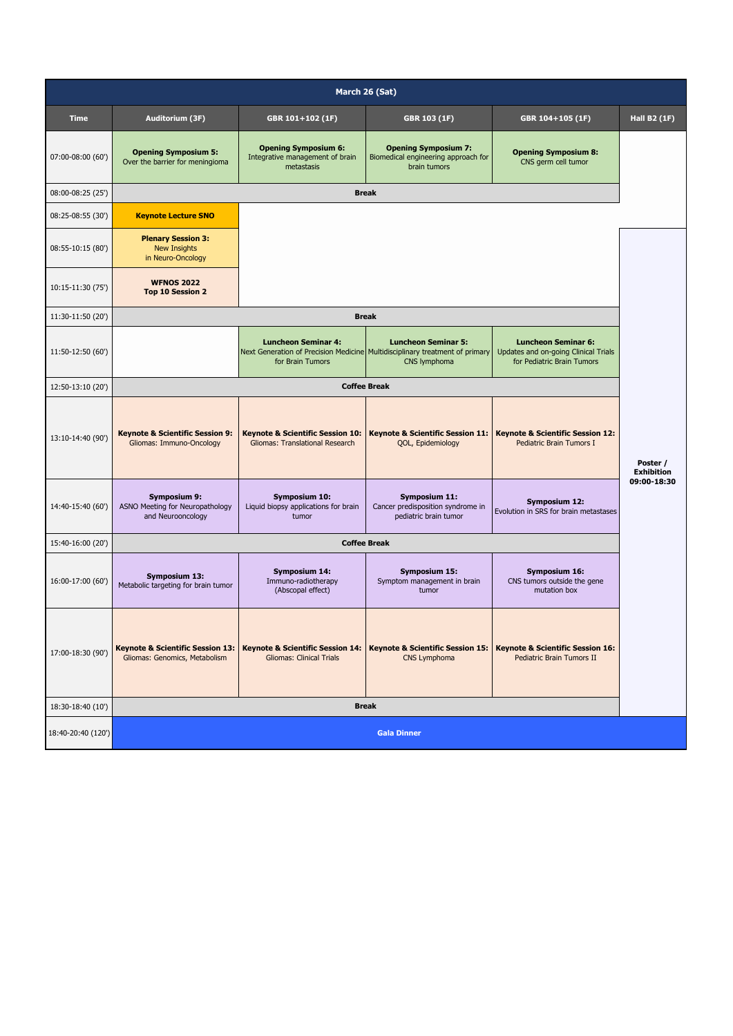| March 26 (Sat) | | | | | |
|---|---|---|---|---|---|
| **Time** | **Auditorium (3F)** | **GBR 101+102 (1F)** | **GBR 103 (1F)** | **GBR 104+105 (1F)** | **Hall B2 (1F)** |
| 07:00-08:00 (60') | **Opening Symposium 5:** Over the barrier for meningioma | **Opening Symposium 6:** Integrative management of brain metastasis | **Opening Symposium 7:** Biomedical engineering approach for brain tumors | **Opening Symposium 8:** CNS germ cell tumor | |
| 08:00-08:25 (25') | **Break** | | | | |
| 08:25-08:55 (30') | **Keynote Lecture SNO** | | | | |
| 08:55-10:15 (80') | **Plenary Session 3:** New Insights in Neuro-Oncology | | | | **Poster / Exhibition 09:00-18:30** |
| 10:15-11:30 (75') | **WFNOS 2022 Top 10 Session 2** | | | | |
| 11:30-11:50 (20') | **Break** | | | | |
| 11:50-12:50 (60') | | **Luncheon Seminar 4:** Next Generation of Precision Medicine for Brain Tumors | **Luncheon Seminar 5:** Multidisciplinary treatment of primary CNS lymphoma | **Luncheon Seminar 6:** Updates and on-going Clinical Trials for Pediatric Brain Tumors | |
| 12:50-13:10 (20') | **Coffee Break** | | | | |
| 13:10-14:40 (90') | **Keynote & Scientific Session 9:** Gliomas: Immuno-Oncology | **Keynote & Scientific Session 10:** Gliomas: Translational Research | **Keynote & Scientific Session 11:** QOL, Epidemiology | **Keynote & Scientific Session 12:** Pediatric Brain Tumors I | |
| 14:40-15:40 (60') | **Symposium 9:** ASNO Meeting for Neuropathology and Neurooncology | **Symposium 10:** Liquid biopsy applications for brain tumor | **Symposium 11:** Cancer predisposition syndrome in pediatric brain tumor | **Symposium 12:** Evolution in SRS for brain metastases | |
| 15:40-16:00 (20') | **Coffee Break** | | | | |
| 16:00-17:00 (60') | **Symposium 13:** Metabolic targeting for brain tumor | **Symposium 14:** Immuno-radiotherapy (Abscopal effect) | **Symposium 15:** Symptom management in brain tumor | **Symposium 16:** CNS tumors outside the gene mutation box | |
| 17:00-18:30 (90') | **Keynote & Scientific Session 13:** Gliomas: Genomics, Metabolism | **Keynote & Scientific Session 14:** Gliomas: Clinical Trials | **Keynote & Scientific Session 15:** CNS Lymphoma | **Keynote & Scientific Session 16:** Pediatric Brain Tumors II | |
| 18:30-18:40 (10') | **Break** | | | | |
| 18:40-20:40 (120') | **Gala Dinner** | | | | |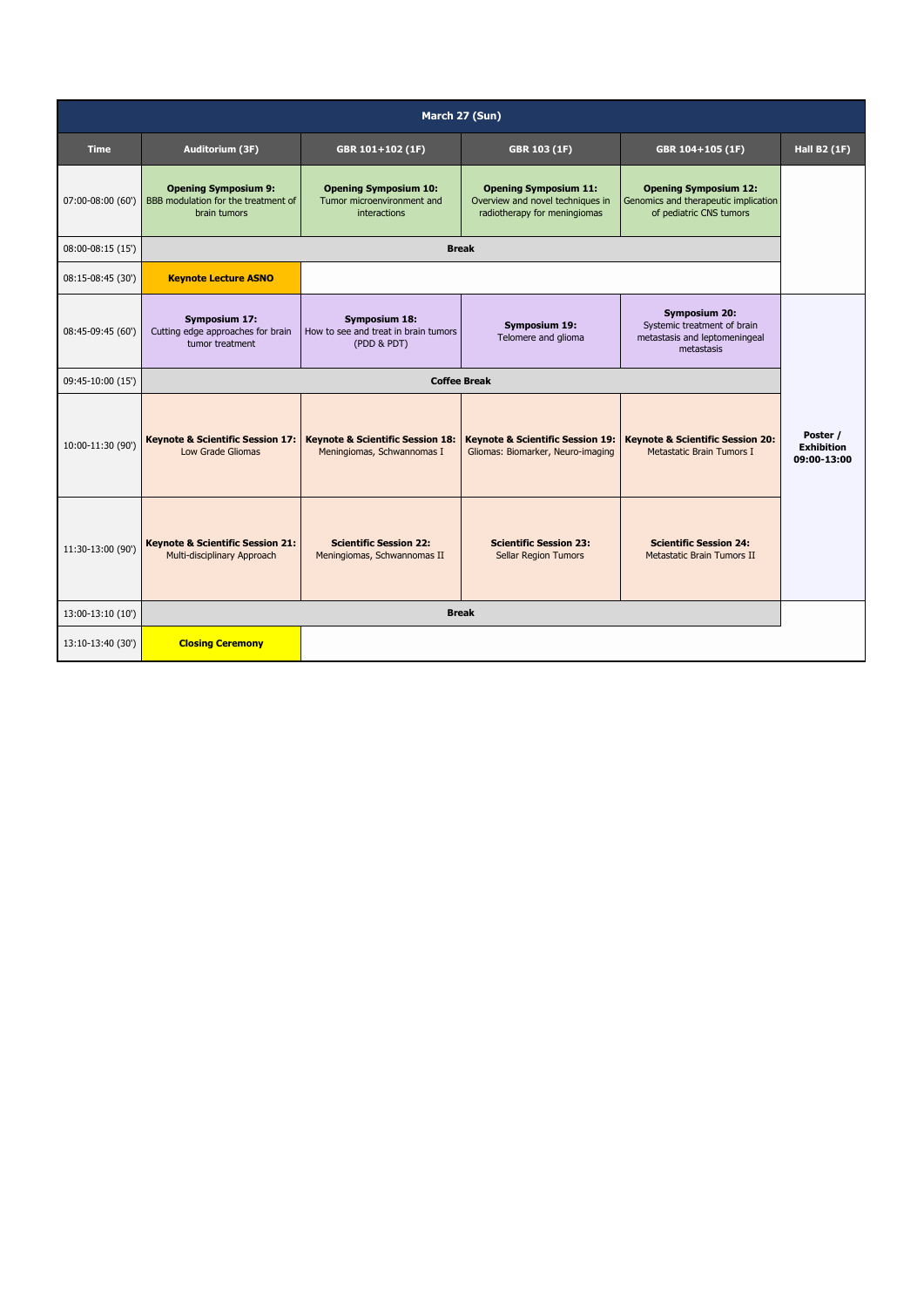| March 27 (Sun) | | | | | |
|---|---|---|---|---|---|
| **Time** | **Auditorium (3F)** | **GBR 101+102 (1F)** | **GBR 103 (1F)** | **GBR 104+105 (1F)** | **Hall B2 (1F)** |
| 07:00-08:00 (60') | **Opening Symposium 9:** BBB modulation for the treatment of brain tumors | **Opening Symposium 10:** Tumor microenvironment and interactions | **Opening Symposium 11:** Overview and novel techniques in radiotherapy for meningiomas | **Opening Symposium 12:** Genomics and therapeutic implication of pediatric CNS tumors | |
| 08:00-08:15 (15') | **Break** | | | | |
| 08:15-08:45 (30') | **Keynote Lecture ASNO** | | | | |
| 08:45-09:45 (60') | **Symposium 17:** Cutting edge approaches for brain tumor treatment | **Symposium 18:** How to see and treat in brain tumors (PDD & PDT) | **Symposium 19:** Telomere and glioma | **Symposium 20:** Systemic treatment of brain metastasis and leptomeningeal metastasis | **Poster / Exhibition 09:00-13:00** |
| 09:45-10:00 (15') | **Coffee Break** | | | | |
| 10:00-11:30 (90') | **Keynote & Scientific Session 17:** Low Grade Gliomas | **Keynote & Scientific Session 18:** Meningiomas, Schwannomas I | **Keynote & Scientific Session 19:** Gliomas: Biomarker, Neuro-imaging | **Keynote & Scientific Session 20:** Metastatic Brain Tumors I | |
| 11:30-13:00 (90') | **Keynote & Scientific Session 21:** Multi-disciplinary Approach | **Scientific Session 22:** Meningiomas, Schwannomas II | **Scientific Session 23:** Sellar Region Tumors | **Scientific Session 24:** Metastatic Brain Tumors II | |
| 13:00-13:10 (10') | **Break** | | | | |
| 13:10-13:40 (30') | **Closing Ceremony** | | | | |